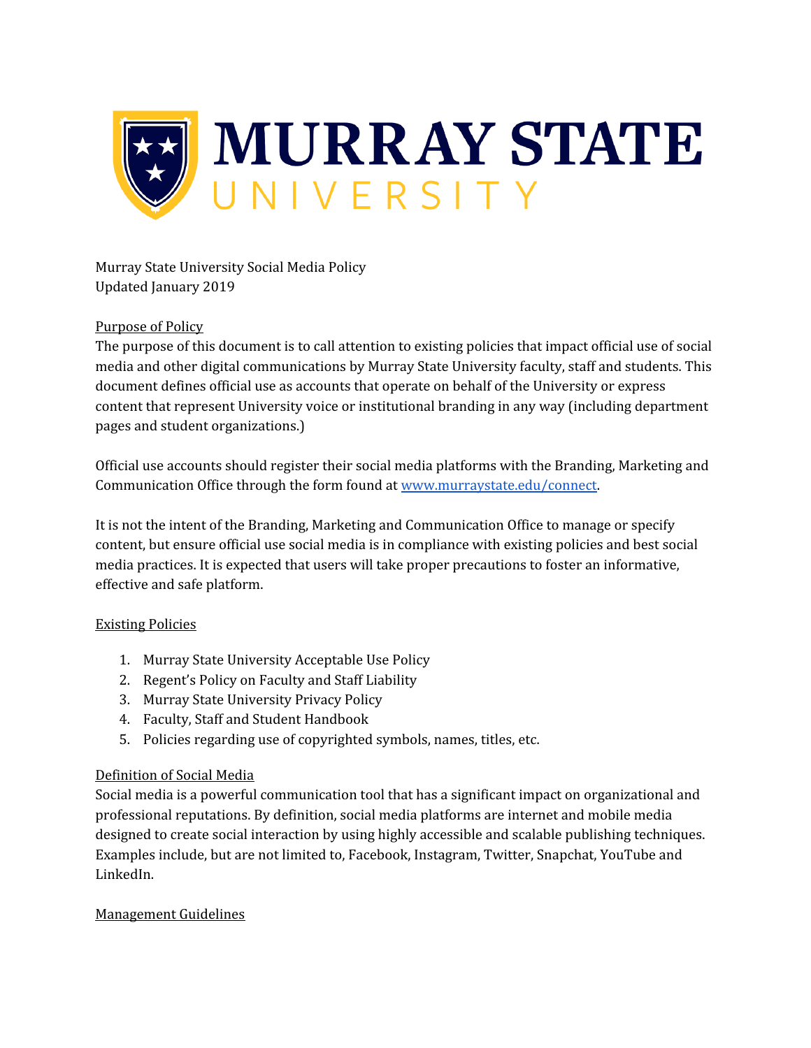Murray State University Social Media Policy
Updated January 2019

## Purpose of Policy

The purpose of this document is to call attention to existing policies that impact official use of social media and other digital communications by Murray State University faculty, staff and students. This document defines official use as accounts that operate on behalf of the University or express content that represent University voice or institutional branding in any way (including department pages and student organizations.)

Official use accounts should register their social media platforms with the Branding, Marketing and Communication Office through the form found at [www.murraystate.edu/connect](www.murraystate.edu/connect).

It is not the intent of the Branding, Marketing and Communication Office to manage or specify content, but ensure official use social media is in compliance with existing policies and best social media practices. It is expected that users will take proper precautions to foster an informative, effective and safe platform.

## Existing Policies

1. Murray State University Acceptable Use Policy
2. Regent's Policy on Faculty and Staff Liability
3. Murray State University Privacy Policy
4. Faculty, Staff and Student Handbook
5. Policies regarding use of copyrighted symbols, names, titles, etc.

## Definition of Social Media

Social media is a powerful communication tool that has a significant impact on organizational and professional reputations. By definition, social media platforms are internet and mobile media designed to create social interaction by using highly accessible and scalable publishing techniques. Examples include, but are not limited to, Facebook, Instagram, Twitter, Snapchat, YouTube and LinkedIn.

## Management Guidelines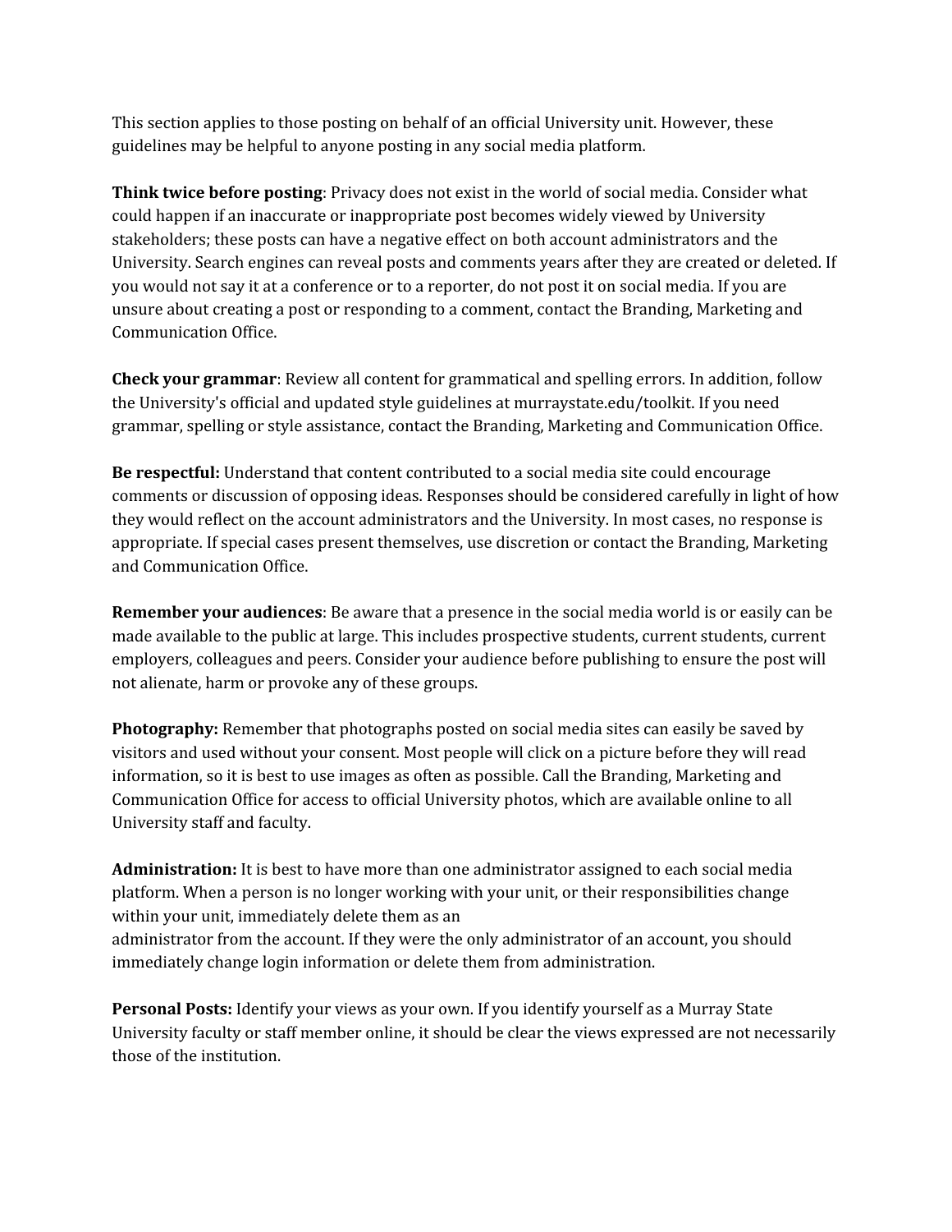This section applies to those posting on behalf of an official University unit. However, these guidelines may be helpful to anyone posting in any social media platform.

**Think twice before posting**: Privacy does not exist in the world of social media. Consider what could happen if an inaccurate or inappropriate post becomes widely viewed by University stakeholders; these posts can have a negative effect on both account administrators and the University. Search engines can reveal posts and comments years after they are created or deleted. If you would not say it at a conference or to a reporter, do not post it on social media. If you are unsure about creating a post or responding to a comment, contact the Branding, Marketing and Communication Office.

**Check your grammar**: Review all content for grammatical and spelling errors. In addition, follow the University's official and updated style guidelines at murraystate.edu/toolkit. If you need grammar, spelling or style assistance, contact the Branding, Marketing and Communication Office.

**Be respectful:** Understand that content contributed to a social media site could encourage comments or discussion of opposing ideas. Responses should be considered carefully in light of how they would reflect on the account administrators and the University. In most cases, no response is appropriate. If special cases present themselves, use discretion or contact the Branding, Marketing and Communication Office.

**Remember your audiences**: Be aware that a presence in the social media world is or easily can be made available to the public at large. This includes prospective students, current students, current employers, colleagues and peers. Consider your audience before publishing to ensure the post will not alienate, harm or provoke any of these groups.

**Photography:** Remember that photographs posted on social media sites can easily be saved by visitors and used without your consent. Most people will click on a picture before they will read information, so it is best to use images as often as possible. Call the Branding, Marketing and Communication Office for access to official University photos, which are available online to all University staff and faculty.

**Administration:** It is best to have more than one administrator assigned to each social media platform. When a person is no longer working with your unit, or their responsibilities change within your unit, immediately delete them as an administrator from the account. If they were the only administrator of an account, you should immediately change login information or delete them from administration.

**Personal Posts:** Identify your views as your own. If you identify yourself as a Murray State University faculty or staff member online, it should be clear the views expressed are not necessarily those of the institution.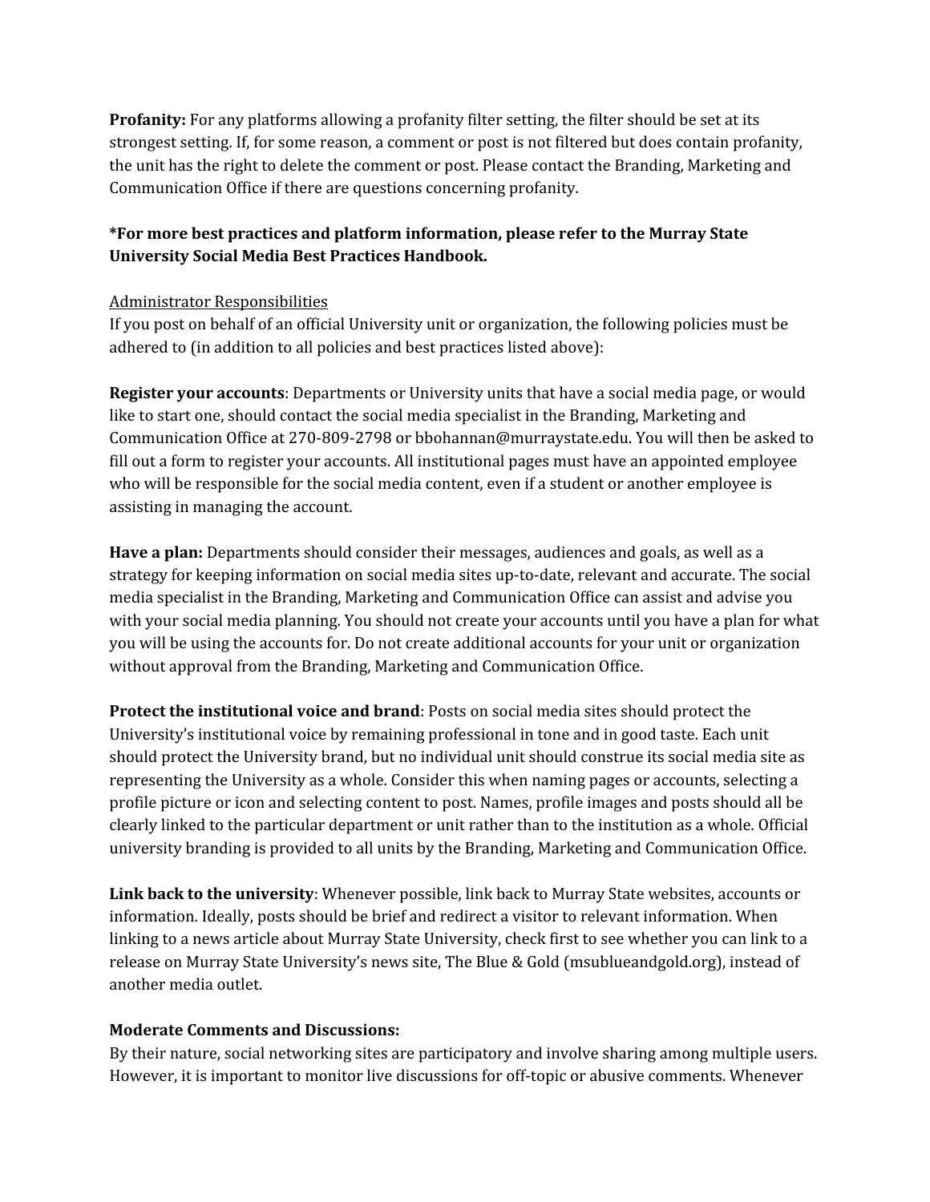**Profanity:** For any platforms allowing a profanity filter setting, the filter should be set at its strongest setting. If, for some reason, a comment or post is not filtered but does contain profanity, the unit has the right to delete the comment or post. Please contact the Branding, Marketing and Communication Office if there are questions concerning profanity.

***For more best practices and platform information, please refer to the Murray State University Social Media Best Practices Handbook.**

<u>Administrator Responsibilities</u>

If you post on behalf of an official University unit or organization, the following policies must be adhered to (in addition to all policies and best practices listed above):

**Register your accounts**: Departments or University units that have a social media page, or would like to start one, should contact the social media specialist in the Branding, Marketing and Communication Office at 270-809-2798 or bbohannan@murraystate.edu. You will then be asked to fill out a form to register your accounts. All institutional pages must have an appointed employee who will be responsible for the social media content, even if a student or another employee is assisting in managing the account.

**Have a plan:** Departments should consider their messages, audiences and goals, as well as a strategy for keeping information on social media sites up-to-date, relevant and accurate. The social media specialist in the Branding, Marketing and Communication Office can assist and advise you with your social media planning. You should not create your accounts until you have a plan for what you will be using the accounts for. Do not create additional accounts for your unit or organization without approval from the Branding, Marketing and Communication Office.

**Protect the institutional voice and brand**: Posts on social media sites should protect the University's institutional voice by remaining professional in tone and in good taste. Each unit should protect the University brand, but no individual unit should construe its social media site as representing the University as a whole. Consider this when naming pages or accounts, selecting a profile picture or icon and selecting content to post. Names, profile images and posts should all be clearly linked to the particular department or unit rather than to the institution as a whole. Official university branding is provided to all units by the Branding, Marketing and Communication Office.

**Link back to the university**: Whenever possible, link back to Murray State websites, accounts or information. Ideally, posts should be brief and redirect a visitor to relevant information. When linking to a news article about Murray State University, check first to see whether you can link to a release on Murray State University's news site, The Blue & Gold (msublueandgold.org), instead of another media outlet.

**Moderate Comments and Discussions:**

By their nature, social networking sites are participatory and involve sharing among multiple users. However, it is important to monitor live discussions for off-topic or abusive comments. Whenever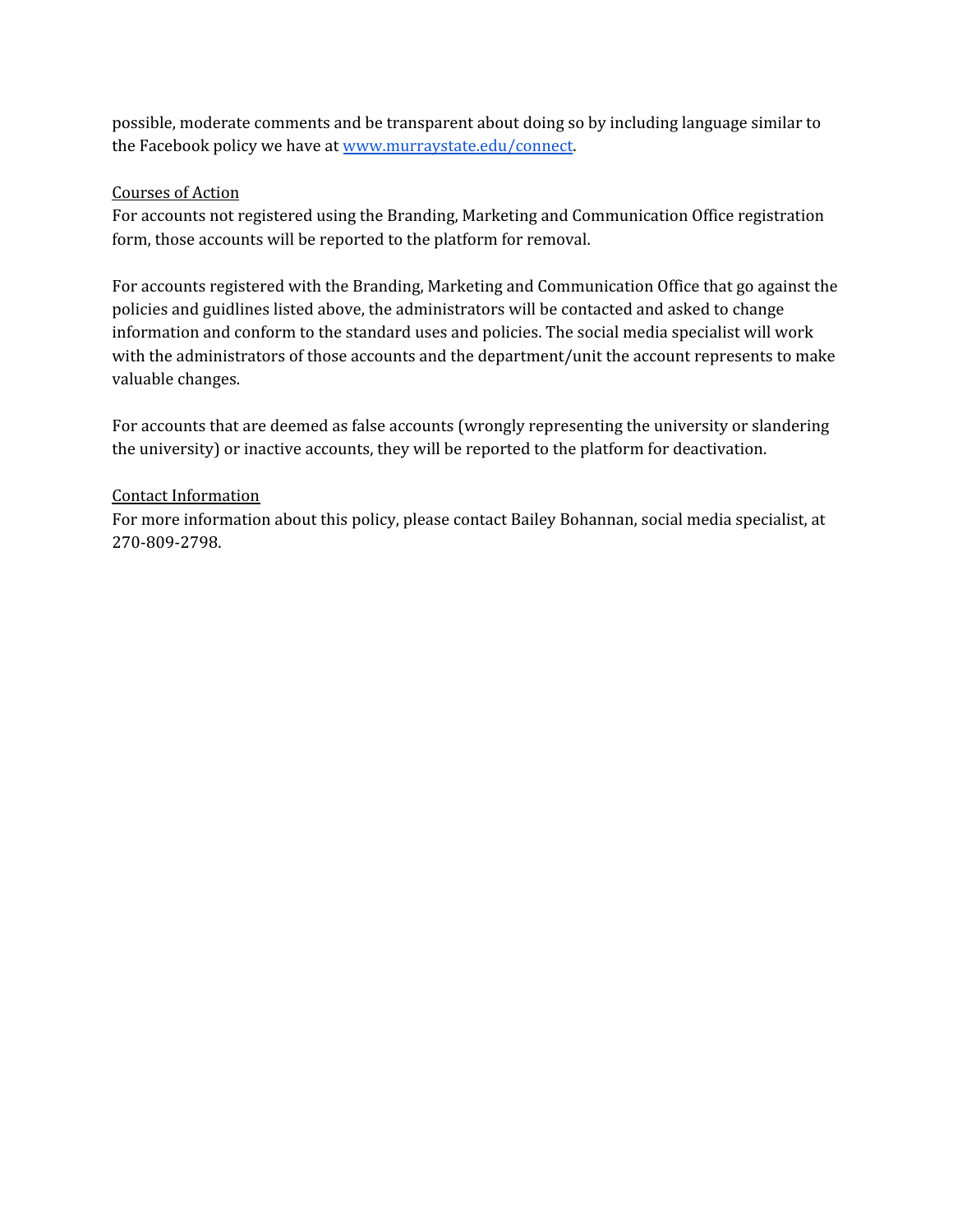possible, moderate comments and be transparent about doing so by including language similar to the Facebook policy we have at [www.murraystate.edu/connect](http://www.murraystate.edu/connect).

<u>Courses of Action</u>

For accounts not registered using the Branding, Marketing and Communication Office registration form, those accounts will be reported to the platform for removal.

For accounts registered with the Branding, Marketing and Communication Office that go against the policies and guidlines listed above, the administrators will be contacted and asked to change information and conform to the standard uses and policies. The social media specialist will work with the administrators of those accounts and the department/unit the account represents to make valuable changes.

For accounts that are deemed as false accounts (wrongly representing the university or slandering the university) or inactive accounts, they will be reported to the platform for deactivation.

<u>Contact Information</u>

For more information about this policy, please contact Bailey Bohannan, social media specialist, at 270-809-2798.